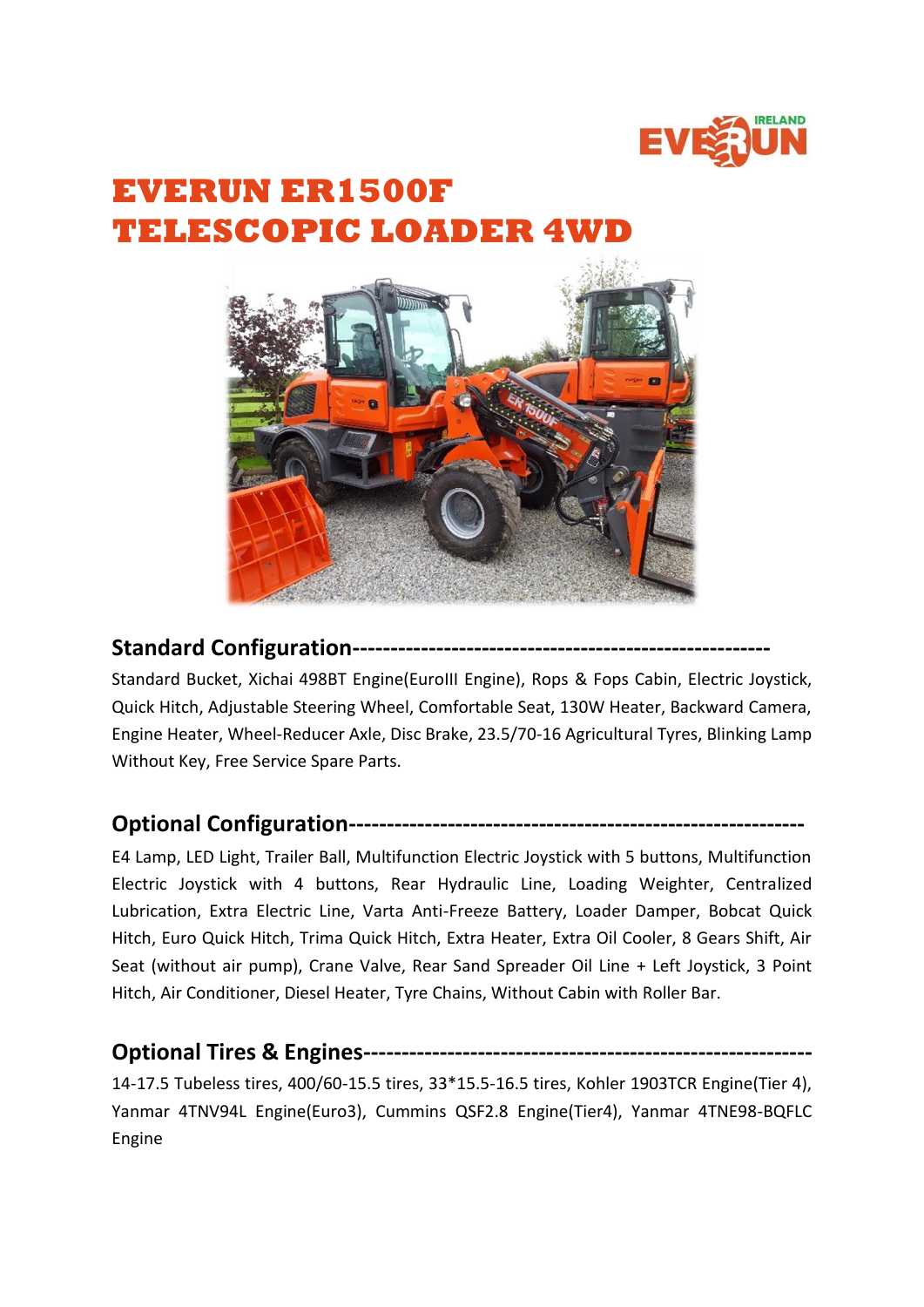# EVERUN ER1500F TELESCOPIC LOADER 4WD

## Standard Configuration-----------------------------------------------------

Standard Bucket, Xichai 498BT Engine(EuroIII Engine), Rops & Fops Cabin, Electric Joystick, Quick Hitch, Adjustable Steering Wheel, Comfortable Seat, 130W Heater, Backward Camera, Engine Heater, Wheel-Reducer Axle, Disc Brake, 23.5/70-16 Agricultural Tyres, Blinking Lamp Without Key, Free Service Spare Parts.

## Optional Configuration---------------------------------------------------------

E4 Lamp, LED Light, Trailer Ball, Multifunction Electric Joystick with 5 buttons, Multifunction Electric Joystick with 4 buttons, Rear Hydraulic Line, Loading Weighter, Centralized Lubrication, Extra Electric Line, Varta Anti-Freeze Battery, Loader Damper, Bobcat Quick Hitch, Euro Quick Hitch, Trima Quick Hitch, Extra Heater, Extra Oil Cooler, 8 Gears Shift, Air Seat (without air pump), Crane Valve, Rear Sand Spreader Oil Line + Left Joystick, 3 Point Hitch, Air Conditioner, Diesel Heater, Tyre Chains, Without Cabin with Roller Bar.

## Optional Tires & Engines---------------------------------------------------------

14-17.5 Tubeless tires, 400/60-15.5 tires, 33*15.5-16.5 tires, Kohler 1903TCR Engine(Tier 4), Yanmar 4TNV94L Engine(Euro3), Cummins QSF2.8 Engine(Tier4), Yanmar 4TNE98-BQFLC Engine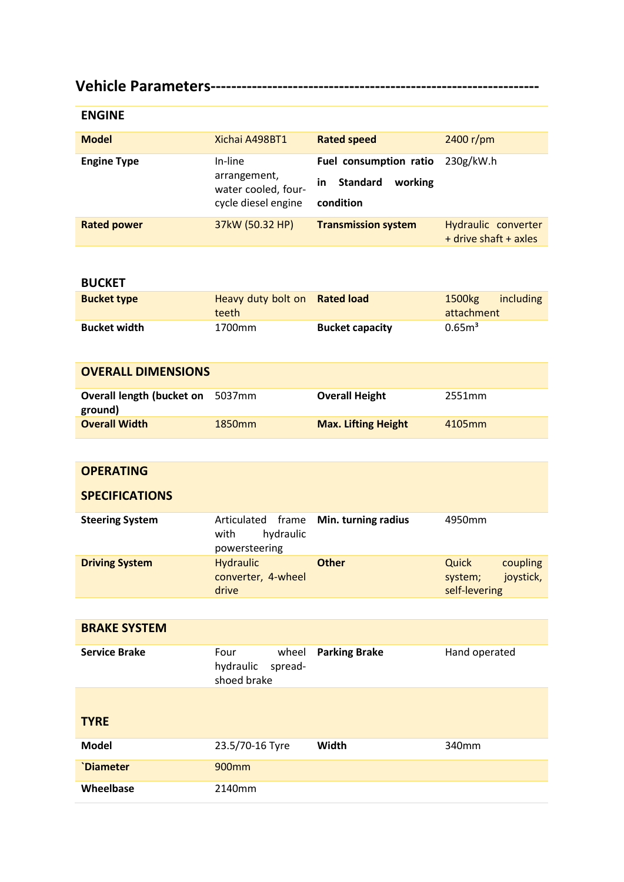## Vehicle Parameters--------------------------------------------------------------

### ENGINE

| Model | Xichai A498BT1 | Rated speed | 2400 r/pm |
| --- | --- | --- | --- |
| Engine Type | In-line arrangement, water cooled, four-cycle diesel engine | Fuel consumption ratio in Standard working condition | 230g/kW.h |
| Rated power | 37kW (50.32 HP) | Transmission system | Hydraulic converter + drive shaft + axles |

### BUCKET

| Bucket type | Heavy duty bolt on teeth | Rated load | 1500kg including attachment |
| --- | --- | --- | --- |
| Bucket width | 1700mm | Bucket capacity | 0.65m³ |

### OVERALL DIMENSIONS

| Overall length (bucket on ground) | 5037mm | Overall Height | 2551mm |
| --- | --- | --- | --- |
| Overall Width | 1850mm | Max. Lifting Height | 4105mm |

### OPERATING SPECIFICATIONS

| Steering System | Articulated frame with hydraulic powersteering | Min. turning radius | 4950mm |
| --- | --- | --- | --- |
| Driving System | Hydraulic converter, 4-wheel drive | Other | Quick coupling system; joystick, self-levering |

### BRAKE SYSTEM

| Service Brake | Four wheel hydraulic spread-shoed brake | Parking Brake | Hand operated |
| --- | --- | --- | --- |

### TYRE

| Model | 23.5/70-16 Tyre | Width | 340mm |
| --- | --- | --- | --- |
| `Diameter | 900mm | | |
| Wheelbase | 2140mm | | |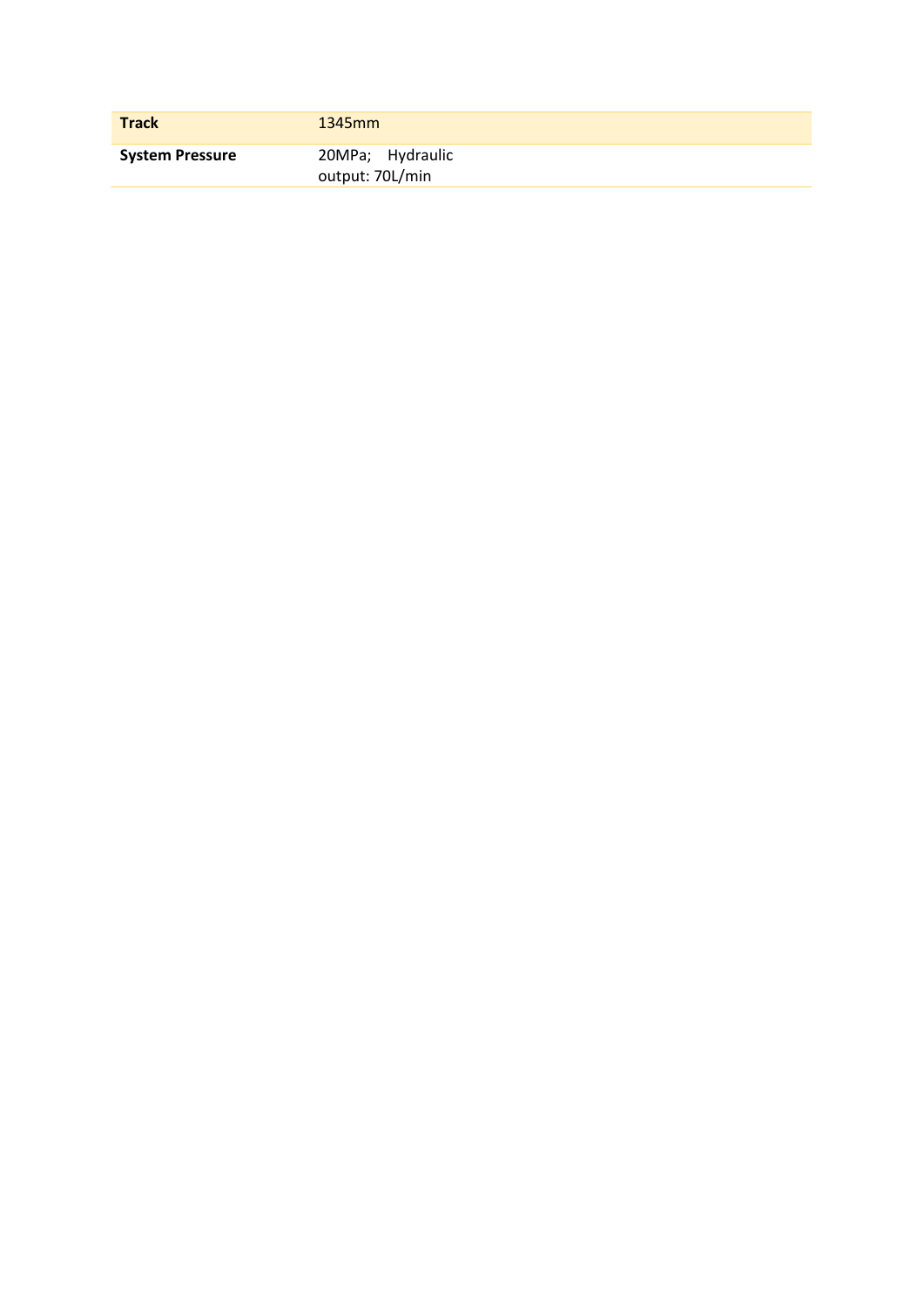| | |
|---|---|
| **Track** | 1345mm |
| **System Pressure** | 20MPa; Hydraulic output: 70L/min |